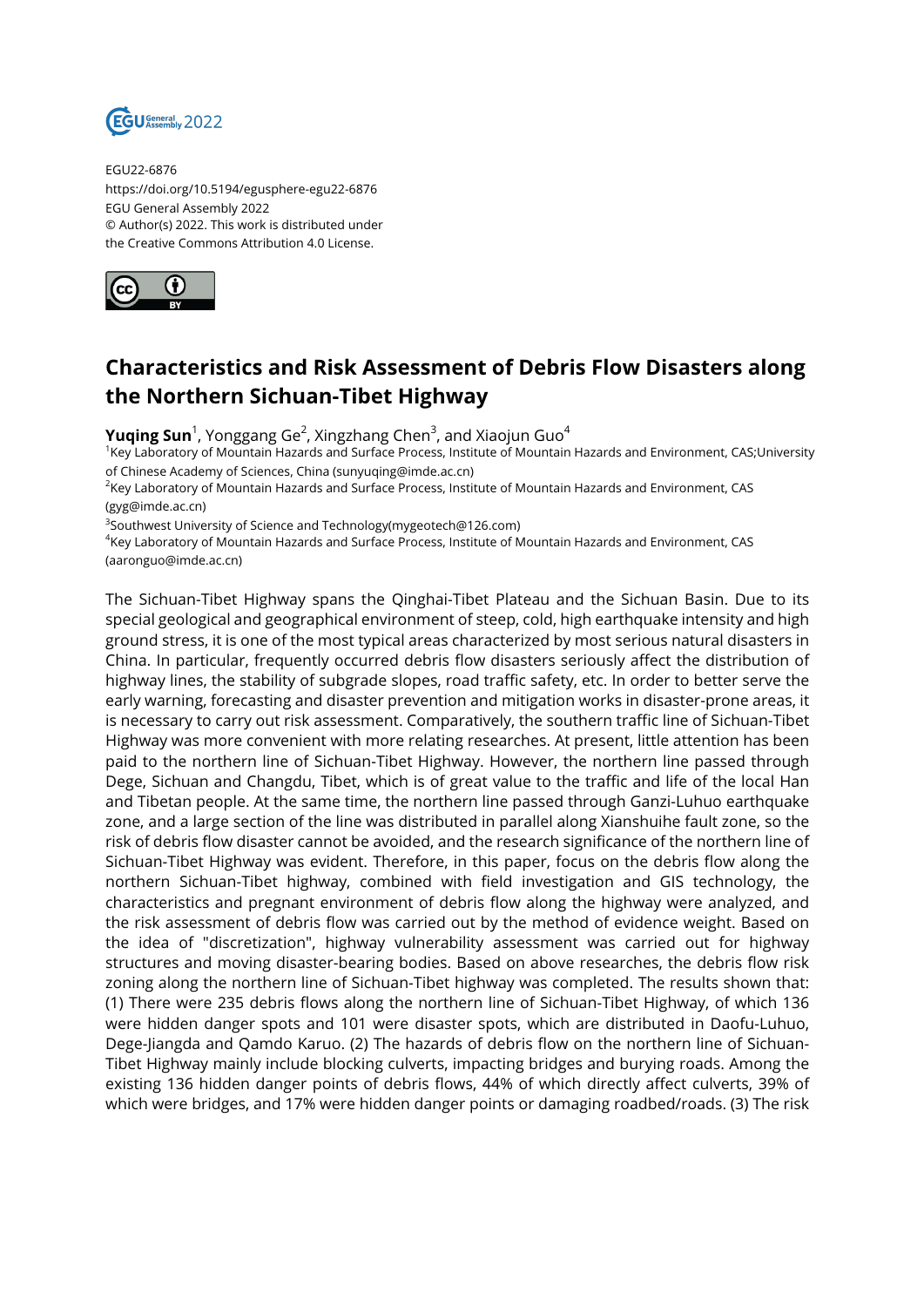EGU22-6876
https://doi.org/10.5194/egusphere-egu22-6876
EGU General Assembly 2022
© Author(s) 2022. This work is distributed under
the Creative Commons Attribution 4.0 License.

# Characteristics and Risk Assessment of Debris Flow Disasters along the Northern Sichuan-Tibet Highway

**Yuqing Sun**[1], Yonggang Ge[2], Xingzhang Chen[3], and Xiaojun Guo[4]

[1]Key Laboratory of Mountain Hazards and Surface Process, Institute of Mountain Hazards and Environment, CAS;University of Chinese Academy of Sciences, China (sunyuqing@imde.ac.cn)
[2]Key Laboratory of Mountain Hazards and Surface Process, Institute of Mountain Hazards and Environment, CAS (gyg@imde.ac.cn)
[3]Southwest University of Science and Technology(mygeotech@126.com)
[4]Key Laboratory of Mountain Hazards and Surface Process, Institute of Mountain Hazards and Environment, CAS (aaronguo@imde.ac.cn)

The Sichuan-Tibet Highway spans the Qinghai-Tibet Plateau and the Sichuan Basin. Due to its special geological and geographical environment of steep, cold, high earthquake intensity and high ground stress, it is one of the most typical areas characterized by most serious natural disasters in China. In particular, frequently occurred debris flow disasters seriously affect the distribution of highway lines, the stability of subgrade slopes, road traffic safety, etc. In order to better serve the early warning, forecasting and disaster prevention and mitigation works in disaster-prone areas, it is necessary to carry out risk assessment. Comparatively, the southern traffic line of Sichuan-Tibet Highway was more convenient with more relating researches. At present, little attention has been paid to the northern line of Sichuan-Tibet Highway. However, the northern line passed through Dege, Sichuan and Changdu, Tibet, which is of great value to the traffic and life of the local Han and Tibetan people. At the same time, the northern line passed through Ganzi-Luhuo earthquake zone, and a large section of the line was distributed in parallel along Xianshuihe fault zone, so the risk of debris flow disaster cannot be avoided, and the research significance of the northern line of Sichuan-Tibet Highway was evident. Therefore, in this paper, focus on the debris flow along the northern Sichuan-Tibet highway, combined with field investigation and GIS technology, the characteristics and pregnant environment of debris flow along the highway were analyzed, and the risk assessment of debris flow was carried out by the method of evidence weight. Based on the idea of "discretization", highway vulnerability assessment was carried out for highway structures and moving disaster-bearing bodies. Based on above researches, the debris flow risk zoning along the northern line of Sichuan-Tibet highway was completed. The results shown that: (1) There were 235 debris flows along the northern line of Sichuan-Tibet Highway, of which 136 were hidden danger spots and 101 were disaster spots, which are distributed in Daofu-Luhuo, Dege-Jiangda and Qamdo Karuo. (2) The hazards of debris flow on the northern line of Sichuan-Tibet Highway mainly include blocking culverts, impacting bridges and burying roads. Among the existing 136 hidden danger points of debris flows, 44% of which directly affect culverts, 39% of which were bridges, and 17% were hidden danger points or damaging roadbed/roads. (3) The risk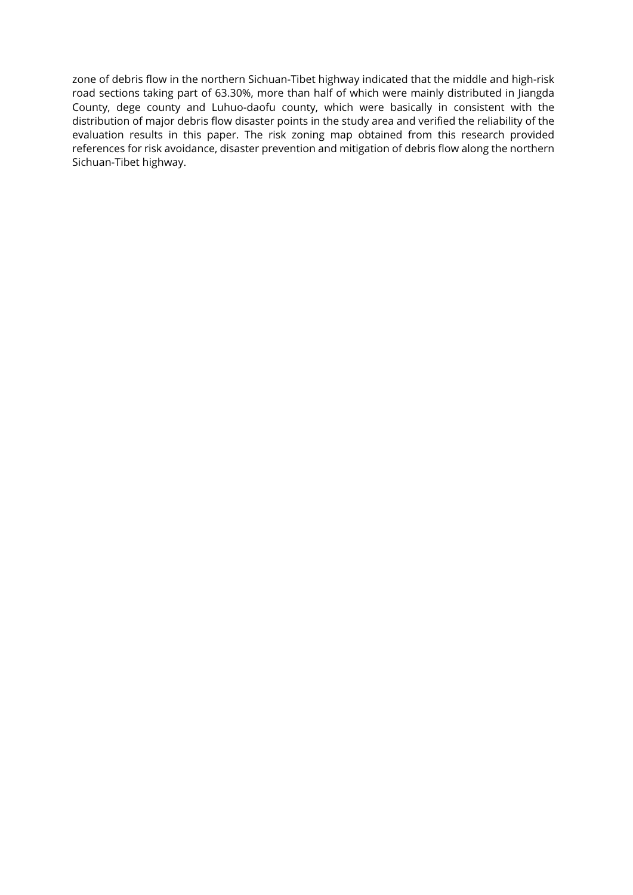zone of debris flow in the northern Sichuan-Tibet highway indicated that the middle and high-risk road sections taking part of 63.30%, more than half of which were mainly distributed in Jiangda County, dege county and Luhuo-daofu county, which were basically in consistent with the distribution of major debris flow disaster points in the study area and verified the reliability of the evaluation results in this paper. The risk zoning map obtained from this research provided references for risk avoidance, disaster prevention and mitigation of debris flow along the northern Sichuan-Tibet highway.